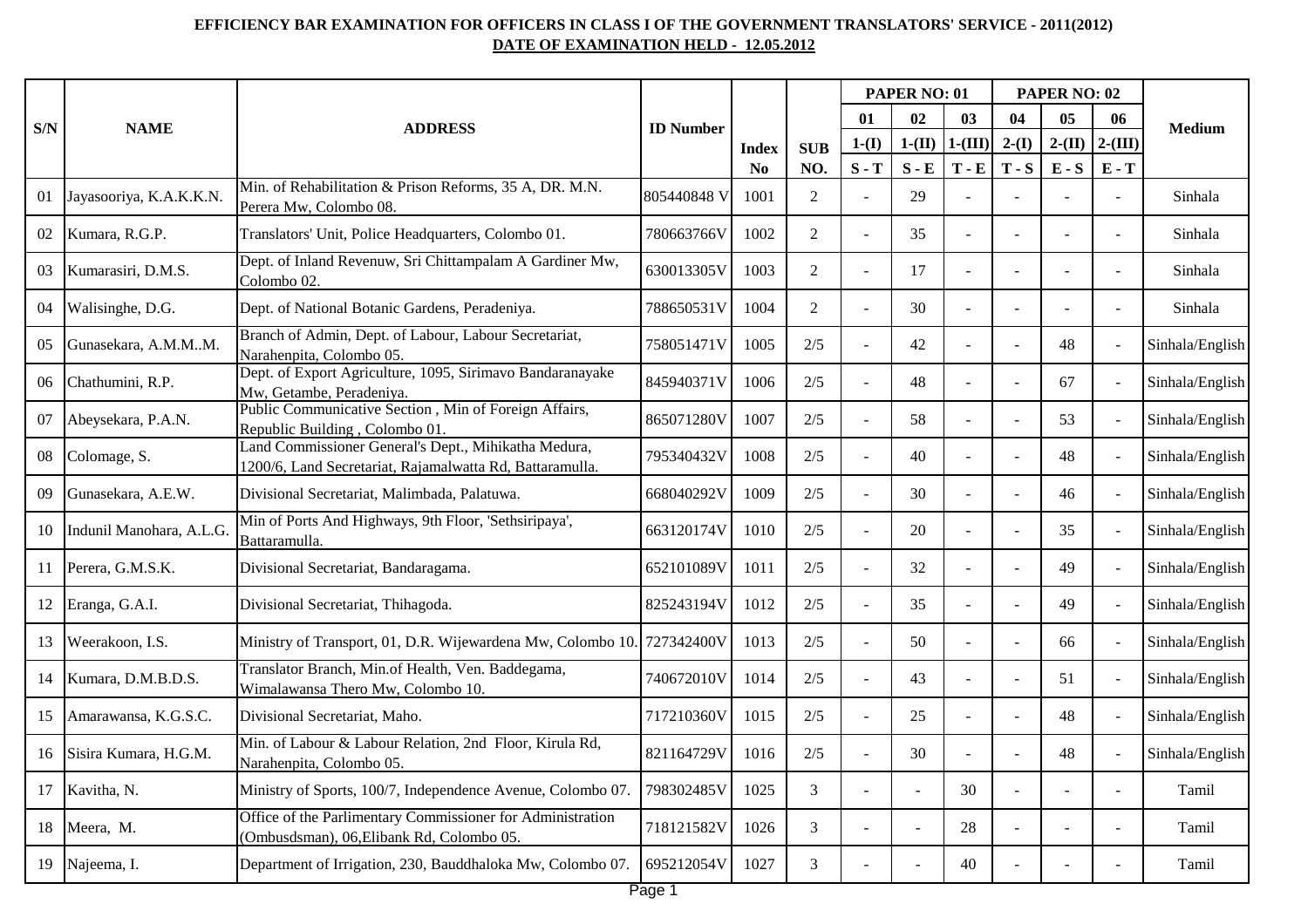**EFFICIENCY BAR EXAMINATION FOR OFFICERS IN CLASS I OF THE GOVERNMENT TRANSLATORS' SERVICE - 2011(2012)**

**DATE OF EXAMINATION HELD - 12.05.2012**

| S/N | NAME | ADDRESS | ID Number | Index No | SUB NO. | PAPER NO: 01 | | | PAPER NO: 02 | | | Medium |
|---|---|---|---|---|---|---|---|---|---|---|---|---|
| | | | | | | 01 | 02 | 03 | 04 | 05 | 06 | |
| | | | | | | 1-(I) | 1-(II) | 1-(III) | 2-(I) | 2-(II) | 2-(III) | |
| | | | | | | S - T | S - E | T - E | T - S | E - S | E - T | |
| 01 | Jayasooriya, K.A.K.K.N. | Min. of Rehabilitation & Prison Reforms, 35 A, DR. M.N. Perera Mw, Colombo 08. | 805440848 V | 1001 | 2 | - | 29 | - | - | - | - | Sinhala |
| 02 | Kumara, R.G.P. | Translators' Unit, Police Headquarters, Colombo 01. | 780663766V | 1002 | 2 | - | 35 | - | - | - | - | Sinhala |
| 03 | Kumarasiri, D.M.S. | Dept. of Inland Revenuw, Sri Chittampalam A Gardiner Mw, Colombo 02. | 630013305V | 1003 | 2 | - | 17 | - | - | - | - | Sinhala |
| 04 | Walisinghe, D.G. | Dept. of National Botanic Gardens, Peradeniya. | 788650531V | 1004 | 2 | - | 30 | - | - | - | - | Sinhala |
| 05 | Gunasekara, A.M.M..M. | Branch of Admin, Dept. of Labour, Labour Secretariat, Narahenpita, Colombo 05. | 758051471V | 1005 | 2/5 | - | 42 | - | - | 48 | - | Sinhala/English |
| 06 | Chathumini, R.P. | Dept. of Export Agriculture, 1095, Sirimavo Bandaranayake Mw, Getambe, Peradeniya. | 845940371V | 1006 | 2/5 | - | 48 | - | - | 67 | - | Sinhala/English |
| 07 | Abeysekara, P.A.N. | Public Communicative Section , Min of Foreign Affairs, Republic Building , Colombo 01. | 865071280V | 1007 | 2/5 | - | 58 | - | - | 53 | - | Sinhala/English |
| 08 | Colomage, S. | Land Commissioner General's Dept., Mihikatha Medura, 1200/6, Land Secretariat, Rajamalwatta Rd, Battaramulla. | 795340432V | 1008 | 2/5 | - | 40 | - | - | 48 | - | Sinhala/English |
| 09 | Gunasekara, A.E.W. | Divisional Secretariat, Malimbada, Palatuwa. | 668040292V | 1009 | 2/5 | - | 30 | - | - | 46 | - | Sinhala/English |
| 10 | Indunil Manohara, A.L.G. | Min of Ports And Highways, 9th Floor, 'Sethsiripaya', Battaramulla. | 663120174V | 1010 | 2/5 | - | 20 | - | - | 35 | - | Sinhala/English |
| 11 | Perera, G.M.S.K. | Divisional Secretariat, Bandaragama. | 652101089V | 1011 | 2/5 | - | 32 | - | - | 49 | - | Sinhala/English |
| 12 | Eranga, G.A.I. | Divisional Secretariat, Thihagoda. | 825243194V | 1012 | 2/5 | - | 35 | - | - | 49 | - | Sinhala/English |
| 13 | Weerakoon, I.S. | Ministry of Transport, 01, D.R. Wijewardena Mw, Colombo 10. | 727342400V | 1013 | 2/5 | - | 50 | - | - | 66 | - | Sinhala/English |
| 14 | Kumara, D.M.B.D.S. | Translator Branch, Min.of Health, Ven. Baddegama, Wimalawansa Thero Mw, Colombo 10. | 740672010V | 1014 | 2/5 | - | 43 | - | - | 51 | - | Sinhala/English |
| 15 | Amarawansa, K.G.S.C. | Divisional Secretariat, Maho. | 717210360V | 1015 | 2/5 | - | 25 | - | - | 48 | - | Sinhala/English |
| 16 | Sisira Kumara, H.G.M. | Min. of Labour & Labour Relation, 2nd Floor, Kirula Rd, Narahenpita, Colombo 05. | 821164729V | 1016 | 2/5 | - | 30 | - | - | 48 | - | Sinhala/English |
| 17 | Kavitha, N. | Ministry of Sports, 100/7, Independence Avenue, Colombo 07. | 798302485V | 1025 | 3 | - | - | 30 | - | - | - | Tamil |
| 18 | Meera, M. | Office of the Parlimentary Commissioner for Administration (Ombusdsman), 06,Elibank Rd, Colombo 05. | 718121582V | 1026 | 3 | - | - | 28 | - | - | - | Tamil |
| 19 | Najeema, I. | Department of Irrigation, 230, Bauddhaloka Mw, Colombo 07. | 695212054V | 1027 | 3 | - | - | 40 | - | - | - | Tamil |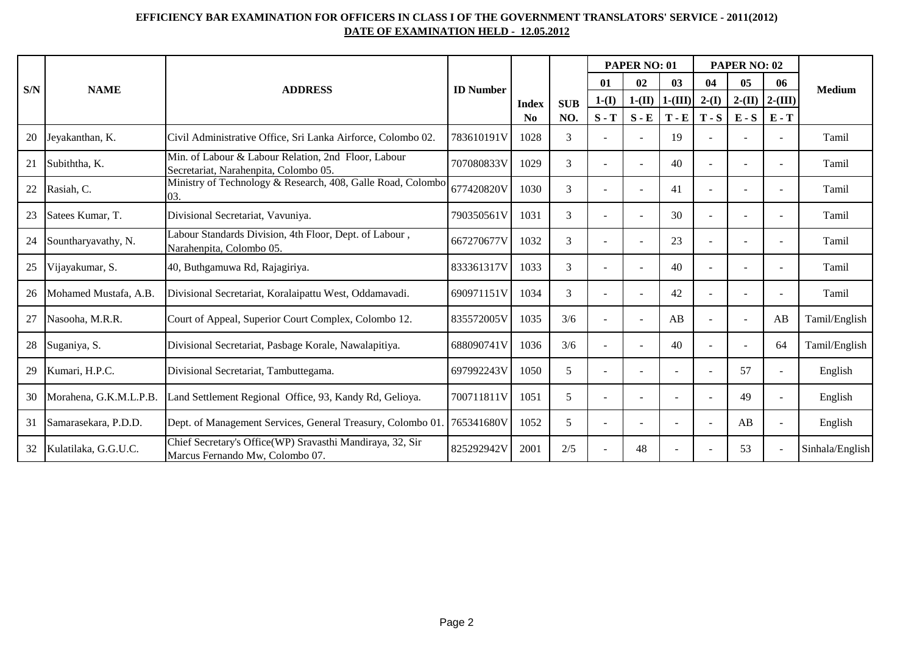**EFFICIENCY BAR EXAMINATION FOR OFFICERS IN CLASS I OF THE GOVERNMENT TRANSLATORS' SERVICE - 2011(2012)**
**DATE OF EXAMINATION HELD - 12.05.2012**

| S/N | NAME | ADDRESS | ID Number | Index No | SUB NO. | PAPER NO: 01 | | | PAPER NO: 02 | | | Medium |
|---|---|---|---|---|---|---|---|---|---|---|---|---|
| | | | | | | 01 | 02 | 03 | 04 | 05 | 06 | |
| | | | | | | 1-(I) | 1-(II) | 1-(III) | 2-(I) | 2-(II) | 2-(III) | |
| | | | | | | S - T | S - E | T - E | T - S | E - S | E - T | |
| 20 | Jeyakanthan, K. | Civil Administrative Office, Sri Lanka Airforce, Colombo 02. | 783610191V | 1028 | 3 | - | - | 19 | - | - | - | Tamil |
| 21 | Subiththa, K. | Min. of Labour & Labour Relation, 2nd Floor, Labour Secretariat, Narahenpita, Colombo 05. | 707080833V | 1029 | 3 | - | - | 40 | - | - | - | Tamil |
| 22 | Rasiah, C. | Ministry of Technology & Research, 408, Galle Road, Colombo 03. | 677420820V | 1030 | 3 | - | - | 41 | - | - | - | Tamil |
| 23 | Satees Kumar, T. | Divisional Secretariat, Vavuniya. | 790350561V | 1031 | 3 | - | - | 30 | - | - | - | Tamil |
| 24 | Sountharyavathy, N. | Labour Standards Division, 4th Floor, Dept. of Labour , Narahenpita, Colombo 05. | 667270677V | 1032 | 3 | - | - | 23 | - | - | - | Tamil |
| 25 | Vijayakumar, S. | 40, Buthgamuwa Rd, Rajagiriya. | 833361317V | 1033 | 3 | - | - | 40 | - | - | - | Tamil |
| 26 | Mohamed Mustafa, A.B. | Divisional Secretariat, Koralaipattu West, Oddamavadi. | 690971151V | 1034 | 3 | - | - | 42 | - | - | - | Tamil |
| 27 | Nasooha, M.R.R. | Court of Appeal, Superior Court Complex, Colombo 12. | 835572005V | 1035 | 3/6 | - | - | AB | - | - | AB | Tamil/English |
| 28 | Suganiya, S. | Divisional Secretariat, Pasbage Korale, Nawalapitiya. | 688090741V | 1036 | 3/6 | - | - | 40 | - | - | 64 | Tamil/English |
| 29 | Kumari, H.P.C. | Divisional Secretariat, Tambuttegama. | 697992243V | 1050 | 5 | - | - | - | - | 57 | - | English |
| 30 | Morahena, G.K.M.L.P.B. | Land Settlement Regional Office, 93, Kandy Rd, Gelioya. | 700711811V | 1051 | 5 | - | - | - | - | 49 | - | English |
| 31 | Samarasekara, P.D.D. | Dept. of Management Services, General Treasury, Colombo 01. | 765341680V | 1052 | 5 | - | - | - | - | AB | - | English |
| 32 | Kulatilaka, G.G.U.C. | Chief Secretary's Office(WP) Sravasthi Mandiraya, 32, Sir Marcus Fernando Mw, Colombo 07. | 825292942V | 2001 | 2/5 | - | 48 | - | - | 53 | - | Sinhala/English |